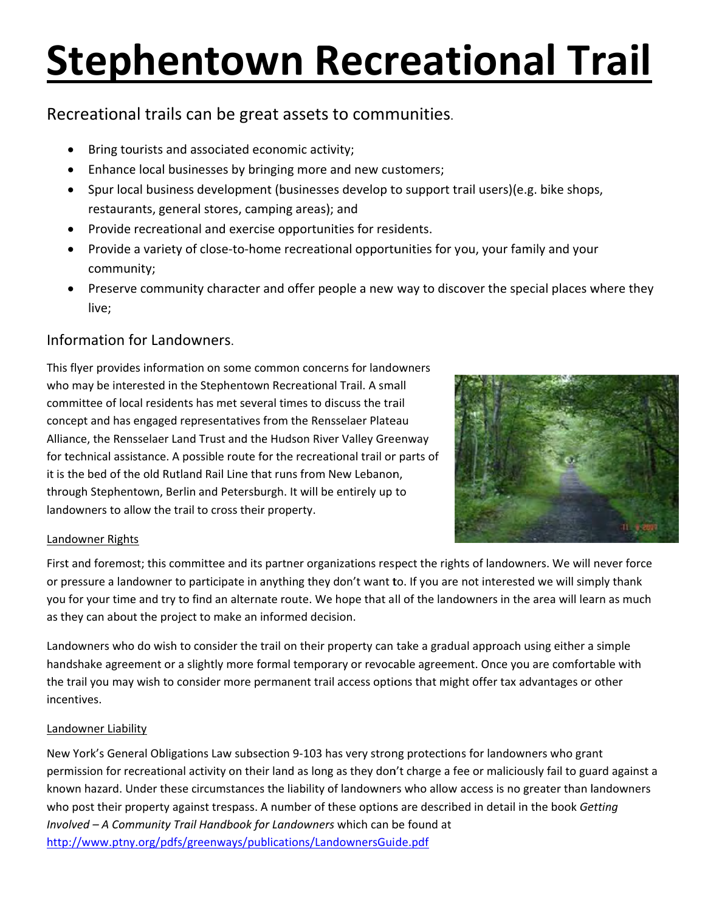# Stephentown Recreational Trail

## Recreational trails can be great assets to communities.

- Bring tourists and associated economic activity;
- Enhance local businesses by bringing more and new customers;
- Spur local business development (businesses develop to support trail users)(e.g. bike shops, restaurants, general stores, camping areas); and
- Provide recreational and exercise opportunities for residents.
- Provide a variety of close-to-home recreational opportunities for you, your family and your community;
- Preserve community character and offer people a new way to discover the special places where they live;

## Information for Landowners.

This flyer provides information on some common concerns for landowners who may be interested in the Stephentown Recreational Trail. A small committee of local residents has met several times to discuss the trail concept and has engaged representatives from the Rensselaer Plateau Alliance, the Rensselaer Land Trust and the Hudson River Valley Greenway for technical assistance. A possible route for the recreational trail or parts of it is the bed of the old Rutland Rail Line that runs from New Lebanon, through Stephentown, Berlin and Petersburgh. It will be entirely up to landowners to allow the trail to cross their property.

### Landowner Rights

First and foremost; this committee and its partner organizations respect the rights of landowners. We will never force or pressure a landowner to participate in anything they don't want to. If you are not interested we will simply thank you for your time and try to find an alternate route. We hope that all of the landowners in the area will learn as much as they can about the project to make an informed decision.

Landowners who do wish to consider the trail on their property can take a gradual approach using either a simple handshake agreement or a slightly more formal temporary or revocable agreement. Once you are comfortable with the trail you may wish to consider more permanent trail access options that might offer tax advantages or other incentives.

### Landowner Liability

New York's General Obligations Law subsection 9-103 has very strong protections for landowners who grant permission for recreational activity on their land as long as they don't charge a fee or maliciously fail to guard against a known hazard. Under these circumstances the liability of landowners who allow access is no greater than landowners who post their property against trespass. A number of these options are described in detail in the book *Getting Involved – A Community Trail Handbook for Landowners* which can be found at http://www.ptny.org/pdfs/greenways/publications/LandownersGuide.pdf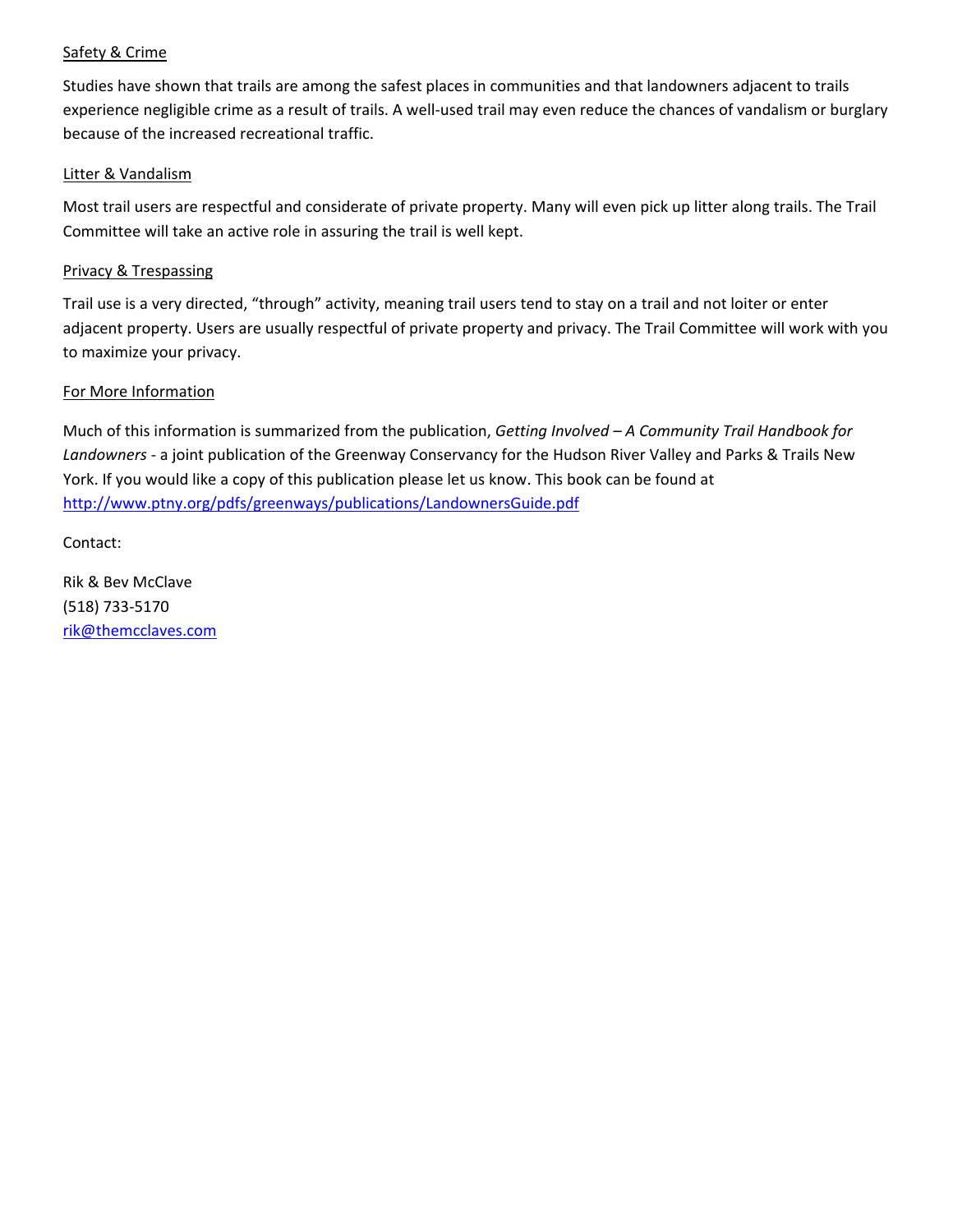## Safety & Crime

Studies have shown that trails are among the safest places in communities and that landowners adjacent to trails experience negligible crime as a result of trails. A well-used trail may even reduce the chances of vandalism or burglary because of the increased recreational traffic.

## Litter & Vandalism

Most trail users are respectful and considerate of private property. Many will even pick up litter along trails. The Trail Committee will take an active role in assuring the trail is well kept.

## Privacy & Trespassing

Trail use is a very directed, "through" activity, meaning trail users tend to stay on a trail and not loiter or enter adjacent property. Users are usually respectful of private property and privacy. The Trail Committee will work with you to maximize your privacy.

## For More Information

Much of this information is summarized from the publication, *Getting Involved – A Community Trail Handbook for Landowners* - a joint publication of the Greenway Conservancy for the Hudson River Valley and Parks & Trails New York. If you would like a copy of this publication please let us know. This book can be found at http://www.ptny.org/pdfs/greenways/publications/LandownersGuide.pdf

Contact:

Rik & Bev McClave
(518) 733-5170
rik@themcclaves.com